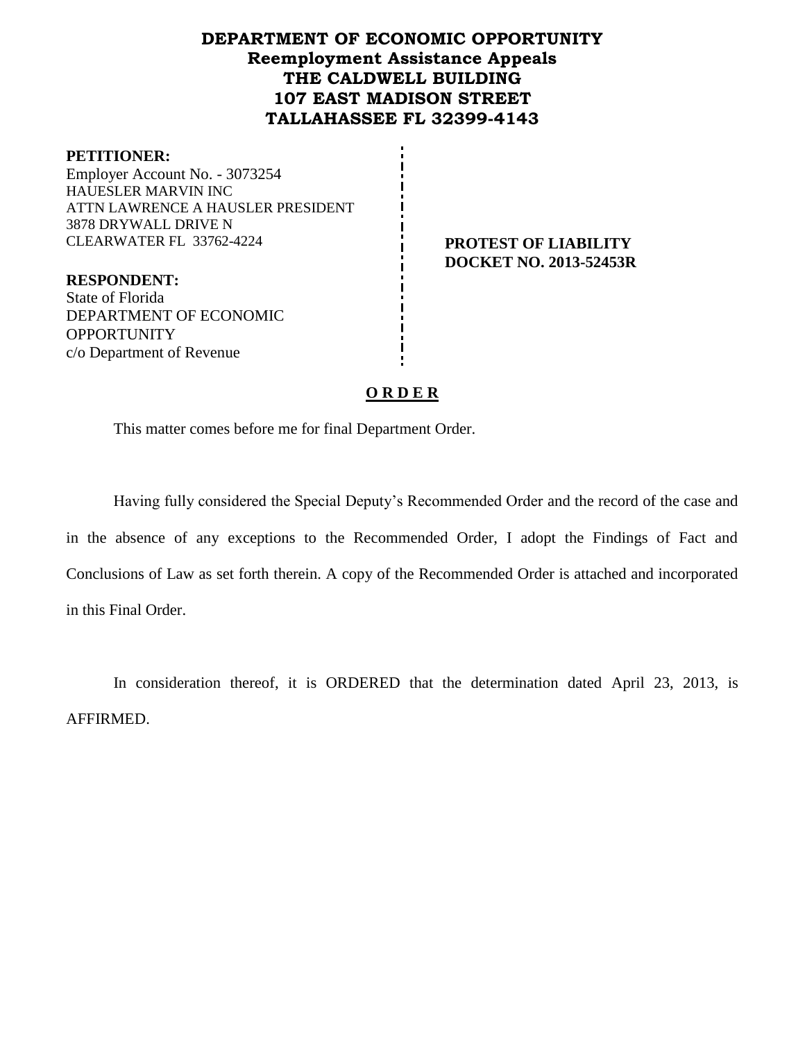# DEPARTMENT OF ECONOMIC OPPORTUNITY
## Reemployment Assistance Appeals
## THE CALDWELL BUILDING
## 107 EAST MADISON STREET
## TALLAHASSEE FL 32399-4143

**PETITIONER:**
Employer Account No. - 3073254
HAUESLER MARVIN INC
ATTN LAWRENCE A HAUSLER PRESIDENT
3878 DRYWALL DRIVE N
CLEARWATER FL 33762-4224

**PROTEST OF LIABILITY**
**DOCKET NO. 2013-52453R**

**RESPONDENT:**
State of Florida
DEPARTMENT OF ECONOMIC OPPORTUNITY
c/o Department of Revenue

**O R D E R**

This matter comes before me for final Department Order.

Having fully considered the Special Deputy's Recommended Order and the record of the case and in the absence of any exceptions to the Recommended Order, I adopt the Findings of Fact and Conclusions of Law as set forth therein. A copy of the Recommended Order is attached and incorporated in this Final Order.

In consideration thereof, it is ORDERED that the determination dated April 23, 2013, is AFFIRMED.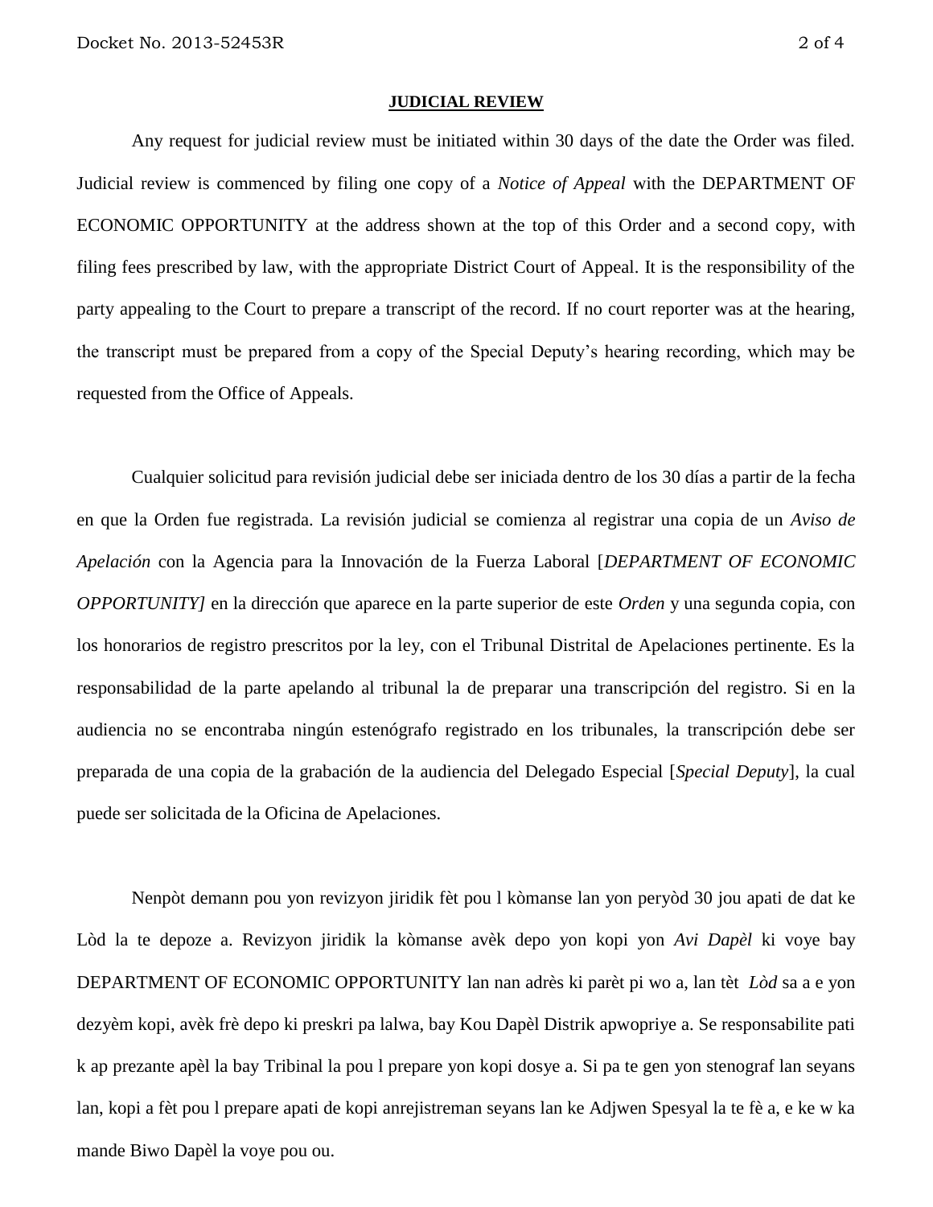**JUDICIAL REVIEW**

Any request for judicial review must be initiated within 30 days of the date the Order was filed. Judicial review is commenced by filing one copy of a *Notice of Appeal* with the DEPARTMENT OF ECONOMIC OPPORTUNITY at the address shown at the top of this Order and a second copy, with filing fees prescribed by law, with the appropriate District Court of Appeal. It is the responsibility of the party appealing to the Court to prepare a transcript of the record. If no court reporter was at the hearing, the transcript must be prepared from a copy of the Special Deputy's hearing recording, which may be requested from the Office of Appeals.

Cualquier solicitud para revisión judicial debe ser iniciada dentro de los 30 días a partir de la fecha en que la Orden fue registrada. La revisión judicial se comienza al registrar una copia de un *Aviso de Apelación* con la Agencia para la Innovación de la Fuerza Laboral [*DEPARTMENT OF ECONOMIC OPPORTUNITY]* en la dirección que aparece en la parte superior de este *Orden* y una segunda copia, con los honorarios de registro prescritos por la ley, con el Tribunal Distrital de Apelaciones pertinente. Es la responsabilidad de la parte apelando al tribunal la de preparar una transcripción del registro. Si en la audiencia no se encontraba ningún estenógrafo registrado en los tribunales, la transcripción debe ser preparada de una copia de la grabación de la audiencia del Delegado Especial [*Special Deputy*], la cual puede ser solicitada de la Oficina de Apelaciones.

Nenpòt demann pou yon revizyon jiridik fèt pou l kòmanse lan yon peryòd 30 jou apati de dat ke Lòd la te depoze a. Revizyon jiridik la kòmanse avèk depo yon kopi yon *Avi Dapèl* ki voye bay DEPARTMENT OF ECONOMIC OPPORTUNITY lan nan adrès ki parèt pi wo a, lan tèt *Lòd* sa a e yon dezyèm kopi, avèk frè depo ki preskri pa lalwa, bay Kou Dapèl Distrik apwopriye a. Se responsabilite pati k ap prezante apèl la bay Tribinal la pou l prepare yon kopi dosye a. Si pa te gen yon stenograf lan seyans lan, kopi a fèt pou l prepare apati de kopi anrejistreman seyans lan ke Adjwen Spesyal la te fè a, e ke w ka mande Biwo Dapèl la voye pou ou.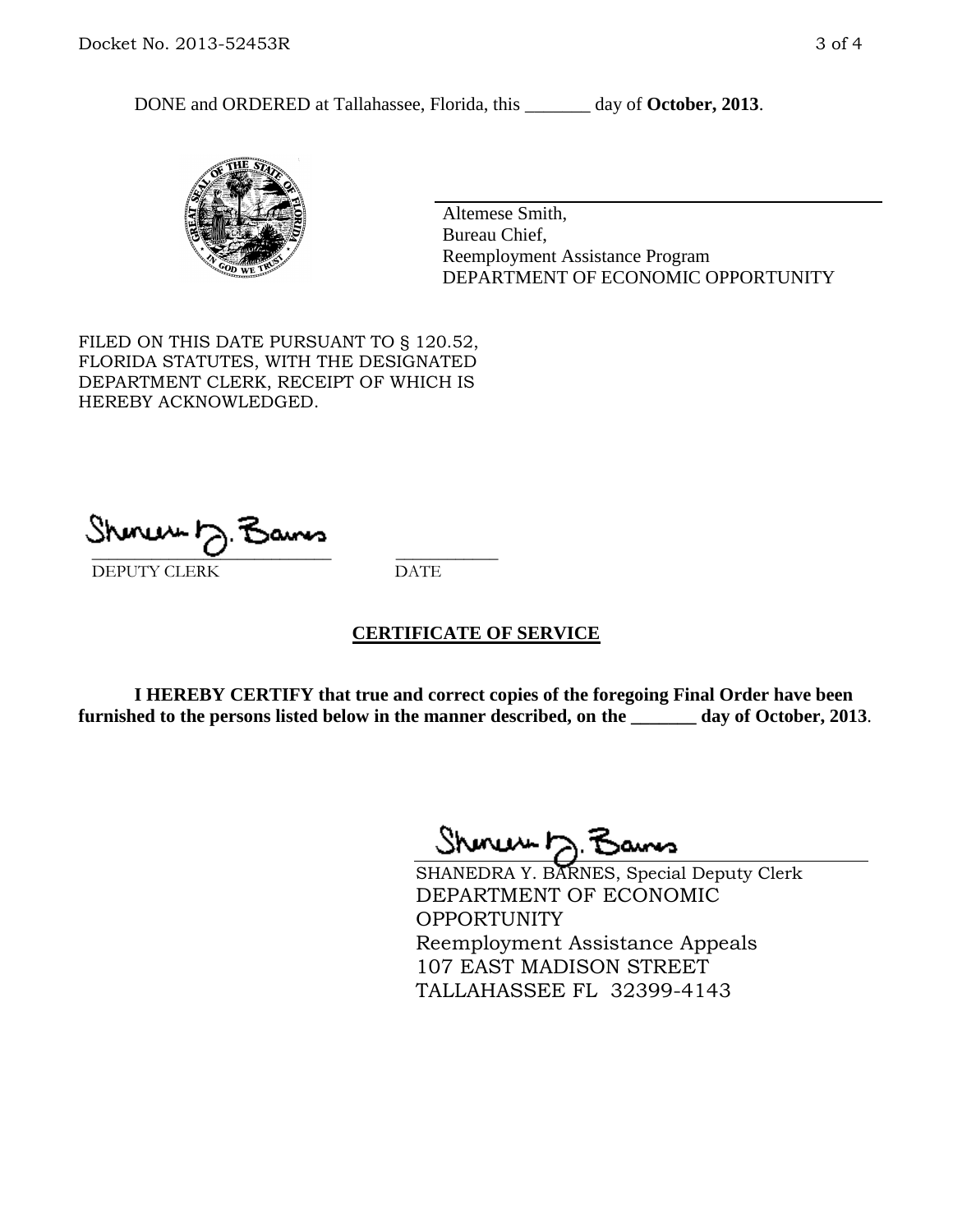DONE and ORDERED at Tallahassee, Florida, this _______ day of **October, 2013**.

Altemese Smith,
Bureau Chief,
Reemployment Assistance Program
DEPARTMENT OF ECONOMIC OPPORTUNITY

FILED ON THIS DATE PURSUANT TO § 120.52, FLORIDA STATUTES, WITH THE DESIGNATED DEPARTMENT CLERK, RECEIPT OF WHICH IS HEREBY ACKNOWLEDGED.

___________________________ ___________
DEPUTY CLERK DATE

## CERTIFICATE OF SERVICE

**I HEREBY CERTIFY that true and correct copies of the foregoing Final Order have been furnished to the persons listed below in the manner described, on the _______ day of October, 2013**.

SHANEDRA Y. BARNES, Special Deputy Clerk
DEPARTMENT OF ECONOMIC OPPORTUNITY
Reemployment Assistance Appeals
107 EAST MADISON STREET
TALLAHASSEE FL 32399-4143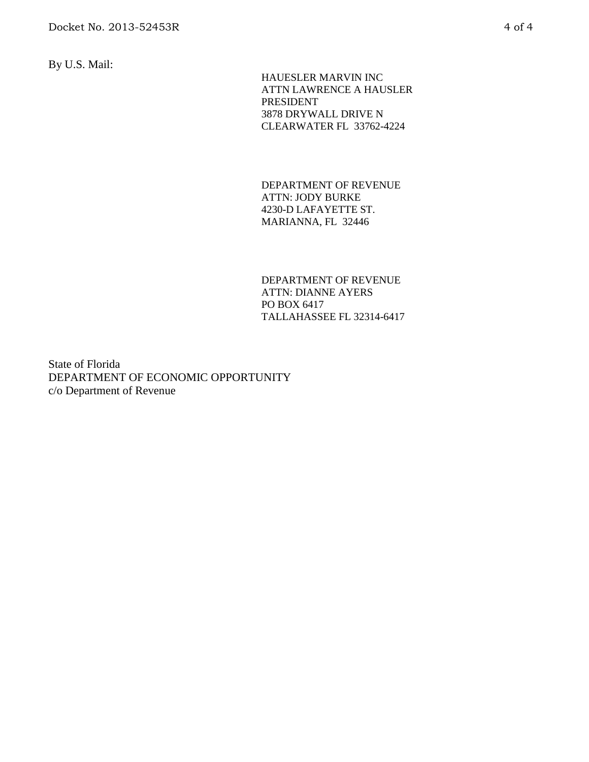By U.S. Mail:

HAUESLER MARVIN INC  
ATTN LAWRENCE A HAUSLER  
PRESIDENT  
3878 DRYWALL DRIVE N  
CLEARWATER FL 33762-4224

DEPARTMENT OF REVENUE  
ATTN: JODY BURKE  
4230-D LAFAYETTE ST.  
MARIANNA, FL 32446

DEPARTMENT OF REVENUE  
ATTN: DIANNE AYERS  
PO BOX 6417  
TALLAHASSEE FL 32314-6417

State of Florida  
DEPARTMENT OF ECONOMIC OPPORTUNITY  
c/o Department of Revenue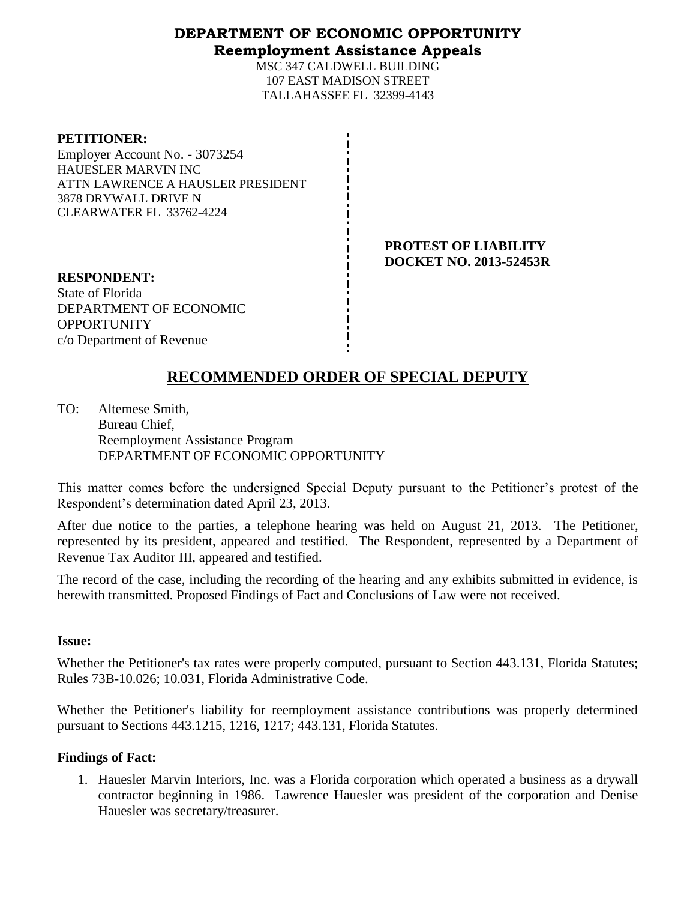# DEPARTMENT OF ECONOMIC OPPORTUNITY
## Reemployment Assistance Appeals

MSC 347 CALDWELL BUILDING
107 EAST MADISON STREET
TALLAHASSEE FL 32399-4143

**PETITIONER:**
Employer Account No. - 3073254
HAUESLER MARVIN INC
ATTN LAWRENCE A HAUSLER PRESIDENT
3878 DRYWALL DRIVE N
CLEARWATER FL 33762-4224

**PROTEST OF LIABILITY**
**DOCKET NO. 2013-52453R**

**RESPONDENT:**
State of Florida
DEPARTMENT OF ECONOMIC OPPORTUNITY
c/o Department of Revenue

# RECOMMENDED ORDER OF SPECIAL DEPUTY

TO: Altemese Smith,
Bureau Chief,
Reemployment Assistance Program
DEPARTMENT OF ECONOMIC OPPORTUNITY

This matter comes before the undersigned Special Deputy pursuant to the Petitioner's protest of the Respondent's determination dated April 23, 2013.

After due notice to the parties, a telephone hearing was held on August 21, 2013. The Petitioner, represented by its president, appeared and testified. The Respondent, represented by a Department of Revenue Tax Auditor III, appeared and testified.

The record of the case, including the recording of the hearing and any exhibits submitted in evidence, is herewith transmitted. Proposed Findings of Fact and Conclusions of Law were not received.

**Issue:**

Whether the Petitioner's tax rates were properly computed, pursuant to Section 443.131, Florida Statutes; Rules 73B-10.026; 10.031, Florida Administrative Code.

Whether the Petitioner's liability for reemployment assistance contributions was properly determined pursuant to Sections 443.1215, 1216, 1217; 443.131, Florida Statutes.

**Findings of Fact:**

1. Hauesler Marvin Interiors, Inc. was a Florida corporation which operated a business as a drywall contractor beginning in 1986. Lawrence Hauesler was president of the corporation and Denise Hauesler was secretary/treasurer.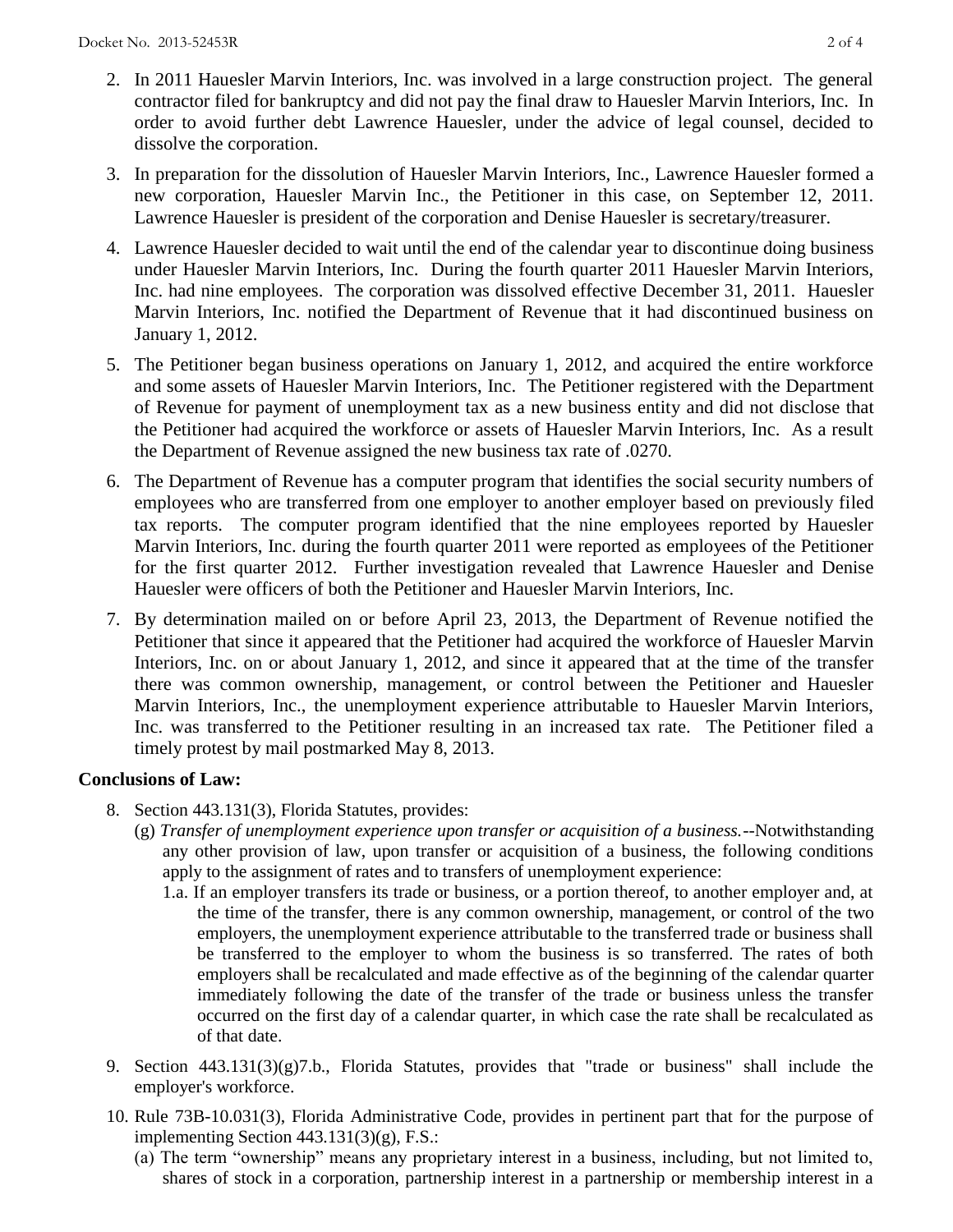2. In 2011 Hauesler Marvin Interiors, Inc. was involved in a large construction project. The general contractor filed for bankruptcy and did not pay the final draw to Hauesler Marvin Interiors, Inc. In order to avoid further debt Lawrence Hauesler, under the advice of legal counsel, decided to dissolve the corporation.

3. In preparation for the dissolution of Hauesler Marvin Interiors, Inc., Lawrence Hauesler formed a new corporation, Hauesler Marvin Inc., the Petitioner in this case, on September 12, 2011. Lawrence Hauesler is president of the corporation and Denise Hauesler is secretary/treasurer.

4. Lawrence Hauesler decided to wait until the end of the calendar year to discontinue doing business under Hauesler Marvin Interiors, Inc. During the fourth quarter 2011 Hauesler Marvin Interiors, Inc. had nine employees. The corporation was dissolved effective December 31, 2011. Hauesler Marvin Interiors, Inc. notified the Department of Revenue that it had discontinued business on January 1, 2012.

5. The Petitioner began business operations on January 1, 2012, and acquired the entire workforce and some assets of Hauesler Marvin Interiors, Inc. The Petitioner registered with the Department of Revenue for payment of unemployment tax as a new business entity and did not disclose that the Petitioner had acquired the workforce or assets of Hauesler Marvin Interiors, Inc. As a result the Department of Revenue assigned the new business tax rate of .0270.

6. The Department of Revenue has a computer program that identifies the social security numbers of employees who are transferred from one employer to another employer based on previously filed tax reports. The computer program identified that the nine employees reported by Hauesler Marvin Interiors, Inc. during the fourth quarter 2011 were reported as employees of the Petitioner for the first quarter 2012. Further investigation revealed that Lawrence Hauesler and Denise Hauesler were officers of both the Petitioner and Hauesler Marvin Interiors, Inc.

7. By determination mailed on or before April 23, 2013, the Department of Revenue notified the Petitioner that since it appeared that the Petitioner had acquired the workforce of Hauesler Marvin Interiors, Inc. on or about January 1, 2012, and since it appeared that at the time of the transfer there was common ownership, management, or control between the Petitioner and Hauesler Marvin Interiors, Inc., the unemployment experience attributable to Hauesler Marvin Interiors, Inc. was transferred to the Petitioner resulting in an increased tax rate. The Petitioner filed a timely protest by mail postmarked May 8, 2013.

**Conclusions of Law:**

8. Section 443.131(3), Florida Statutes, provides:
   (g) *Transfer of unemployment experience upon transfer or acquisition of a business.*--Notwithstanding any other provision of law, upon transfer or acquisition of a business, the following conditions apply to the assignment of rates and to transfers of unemployment experience:
      1.a. If an employer transfers its trade or business, or a portion thereof, to another employer and, at the time of the transfer, there is any common ownership, management, or control of the two employers, the unemployment experience attributable to the transferred trade or business shall be transferred to the employer to whom the business is so transferred. The rates of both employers shall be recalculated and made effective as of the beginning of the calendar quarter immediately following the date of the transfer of the trade or business unless the transfer occurred on the first day of a calendar quarter, in which case the rate shall be recalculated as of that date.

9. Section 443.131(3)(g)7.b., Florida Statutes, provides that "trade or business" shall include the employer's workforce.

10. Rule 73B-10.031(3), Florida Administrative Code, provides in pertinent part that for the purpose of implementing Section 443.131(3)(g), F.S.:
   (a) The term "ownership" means any proprietary interest in a business, including, but not limited to, shares of stock in a corporation, partnership interest in a partnership or membership interest in a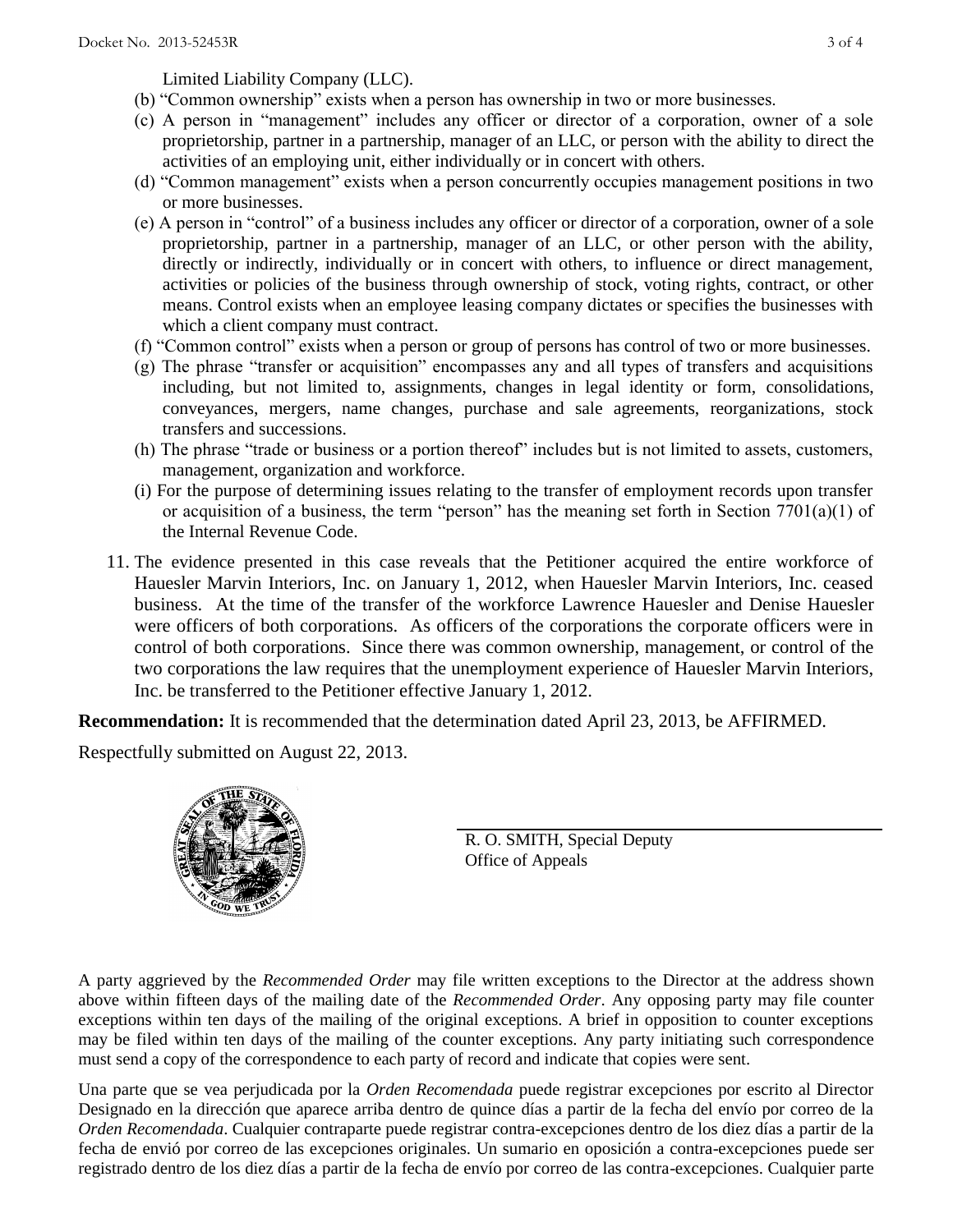Limited Liability Company (LLC).

(b) "Common ownership" exists when a person has ownership in two or more businesses.

(c) A person in "management" includes any officer or director of a corporation, owner of a sole proprietorship, partner in a partnership, manager of an LLC, or person with the ability to direct the activities of an employing unit, either individually or in concert with others.

(d) "Common management" exists when a person concurrently occupies management positions in two or more businesses.

(e) A person in "control" of a business includes any officer or director of a corporation, owner of a sole proprietorship, partner in a partnership, manager of an LLC, or other person with the ability, directly or indirectly, individually or in concert with others, to influence or direct management, activities or policies of the business through ownership of stock, voting rights, contract, or other means. Control exists when an employee leasing company dictates or specifies the businesses with which a client company must contract.

(f) "Common control" exists when a person or group of persons has control of two or more businesses.

(g) The phrase "transfer or acquisition" encompasses any and all types of transfers and acquisitions including, but not limited to, assignments, changes in legal identity or form, consolidations, conveyances, mergers, name changes, purchase and sale agreements, reorganizations, stock transfers and successions.

(h) The phrase "trade or business or a portion thereof" includes but is not limited to assets, customers, management, organization and workforce.

(i) For the purpose of determining issues relating to the transfer of employment records upon transfer or acquisition of a business, the term "person" has the meaning set forth in Section 7701(a)(1) of the Internal Revenue Code.

11. The evidence presented in this case reveals that the Petitioner acquired the entire workforce of Hauesler Marvin Interiors, Inc. on January 1, 2012, when Hauesler Marvin Interiors, Inc. ceased business. At the time of the transfer of the workforce Lawrence Hauesler and Denise Hauesler were officers of both corporations. As officers of the corporations the corporate officers were in control of both corporations. Since there was common ownership, management, or control of the two corporations the law requires that the unemployment experience of Hauesler Marvin Interiors, Inc. be transferred to the Petitioner effective January 1, 2012.

**Recommendation:** It is recommended that the determination dated April 23, 2013, be AFFIRMED.

Respectfully submitted on August 22, 2013.

R. O. SMITH, Special Deputy
Office of Appeals

A party aggrieved by the *Recommended Order* may file written exceptions to the Director at the address shown above within fifteen days of the mailing date of the *Recommended Order*. Any opposing party may file counter exceptions within ten days of the mailing of the original exceptions. A brief in opposition to counter exceptions may be filed within ten days of the mailing of the counter exceptions. Any party initiating such correspondence must send a copy of the correspondence to each party of record and indicate that copies were sent.

Una parte que se vea perjudicada por la *Orden Recomendada* puede registrar excepciones por escrito al Director Designado en la dirección que aparece arriba dentro de quince días a partir de la fecha del envío por correo de la *Orden Recomendada*. Cualquier contraparte puede registrar contra-excepciones dentro de los diez días a partir de la fecha de envió por correo de las excepciones originales. Un sumario en oposición a contra-excepciones puede ser registrado dentro de los diez días a partir de la fecha de envío por correo de las contra-excepciones. Cualquier parte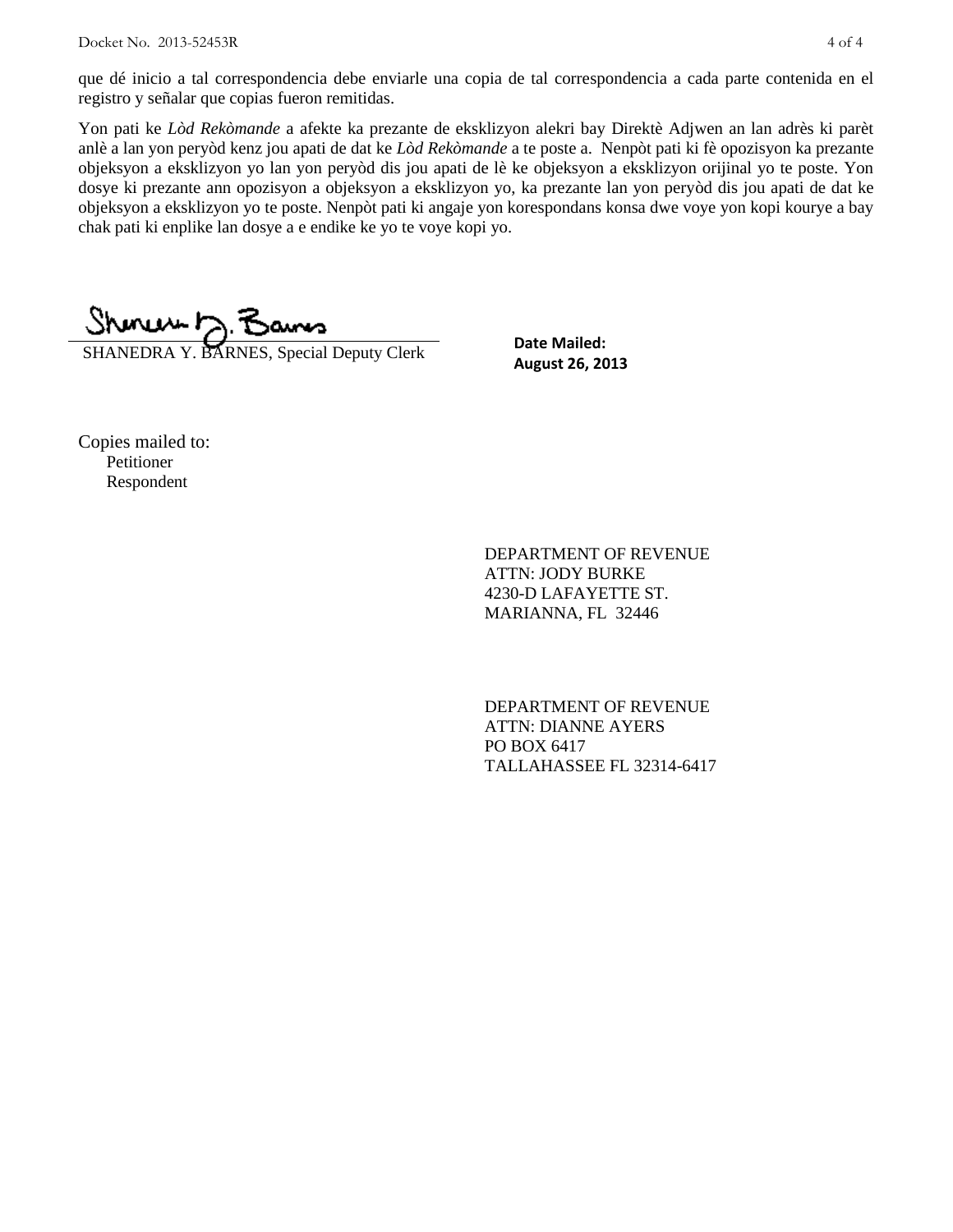que dé inicio a tal correspondencia debe enviarle una copia de tal correspondencia a cada parte contenida en el registro y señalar que copias fueron remitidas.

Yon pati ke *Lòd Rekòmande* a afekte ka prezante de eksklizyon alekri bay Direktè Adjwen an lan adrès ki parèt anlè a lan yon peryòd kenz jou apati de dat ke *Lòd Rekòmande* a te poste a. Nenpòt pati ki fè opozisyon ka prezante objeksyon a eksklizyon yo lan yon peryòd dis jou apati de lè ke objeksyon a eksklizyon orijinal yo te poste. Yon dosye ki prezante ann opozisyon a objeksyon a eksklizyon yo, ka prezante lan yon peryòd dis jou apati de dat ke objeksyon a eksklizyon yo te poste. Nenpòt pati ki angaje yon korespondans konsa dwe voye yon kopi kourye a bay chak pati ki enplike lan dosye a e endike ke yo te voye kopi yo.

SHANEDRA Y. BARNES, Special Deputy Clerk

**Date Mailed:**
**August 26, 2013**

Copies mailed to:
Petitioner
Respondent

DEPARTMENT OF REVENUE
ATTN: JODY BURKE
4230-D LAFAYETTE ST.
MARIANNA, FL 32446

DEPARTMENT OF REVENUE
ATTN: DIANNE AYERS
PO BOX 6417
TALLAHASSEE FL 32314-6417